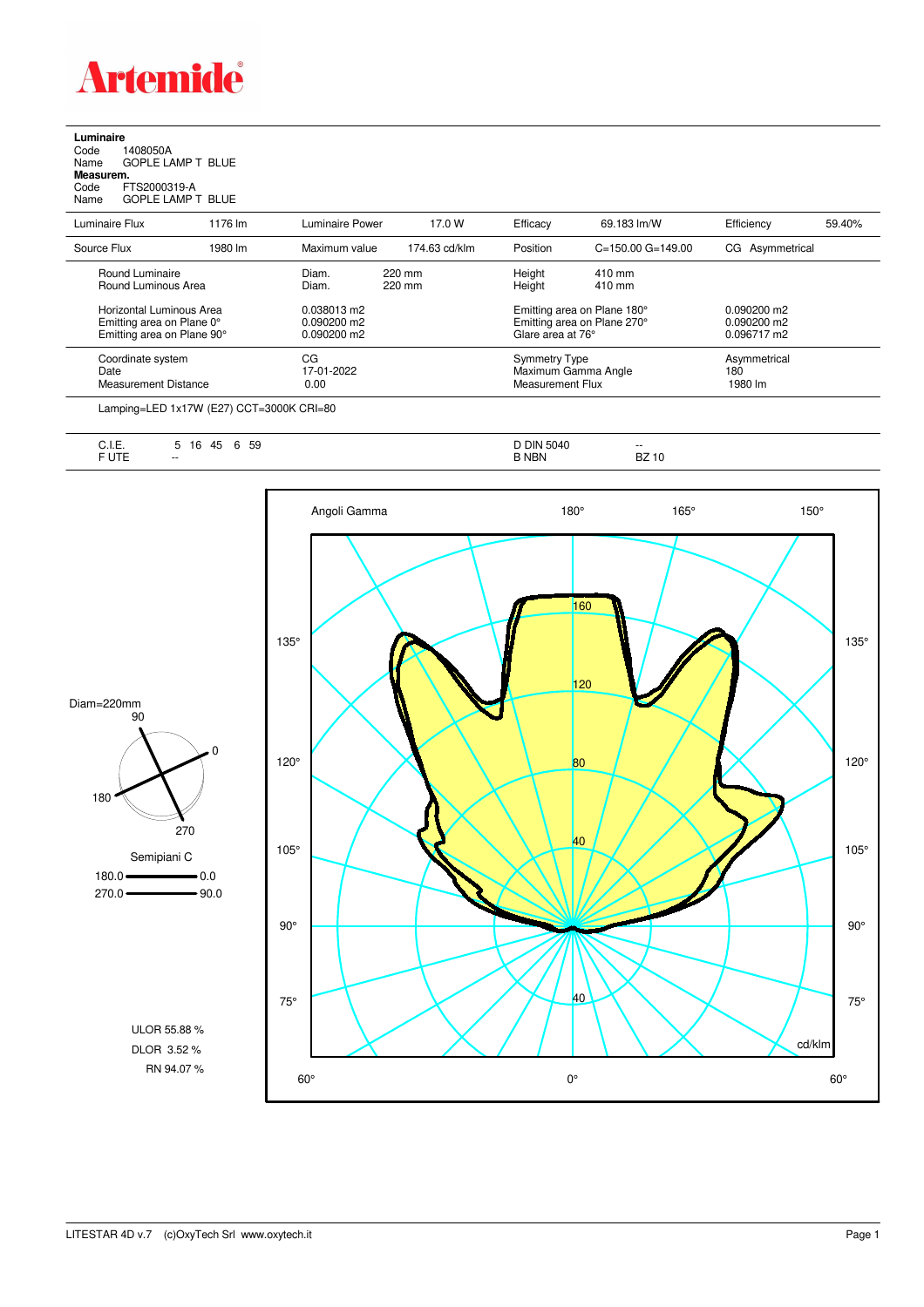# Artemide

**Luminaire**

Code 1408050A

Name GOPLE LAMP T BLUE

**Measurem.**

Code FTS2000319-A

Name GOPLE LAMP T BLUE

| Luminaire Flux | 1176 lm | Luminaire Power | 17.0 W | Efficacy | 69.183 lm/W | Efficiency | 59.40% |
|---|---|---|---|---|---|---|---|
| Source Flux | 1980 lm | Maximum value | 174.63 cd/klm | Position | C=150.00 G=149.00 | CG | Asymmetrical |

| | | | |
|---|---|---|---|
| Round Luminaire | Diam. 220 mm | Height 410 mm | |
| Round Luminous Area | Diam. 220 mm | Height 410 mm | |
| Horizontal Luminous Area | 0.038013 m2 | Emitting area on Plane 180° | 0.090200 m2 |
| Emitting area on Plane 0° | 0.090200 m2 | Emitting area on Plane 270° | 0.090200 m2 |
| Emitting area on Plane 90° | 0.090200 m2 | Glare area at 76° | 0.096717 m2 |
| Coordinate system | CG | Symmetry Type | Asymmetrical |
| Date | 17-01-2022 | Maximum Gamma Angle | 180 |
| Measurement Distance | 0.00 | Measurement Flux | 1980 lm |

Lamping=LED 1x17W (E27) CCT=3000K CRI=80

| | | | |
|---|---|---|---|
| C.I.E. | 5 16 45 6 59 | D DIN 5040 | -- |
| F UTE | -- | B NBN | BZ 10 |

Diam=220mm

Semipiani C

180.0 — 0.0

270.0 — 90.0

ULOR 55.88 %

DLOR 3.52 %

RN 94.07 %

Angoli Gamma

cd/klm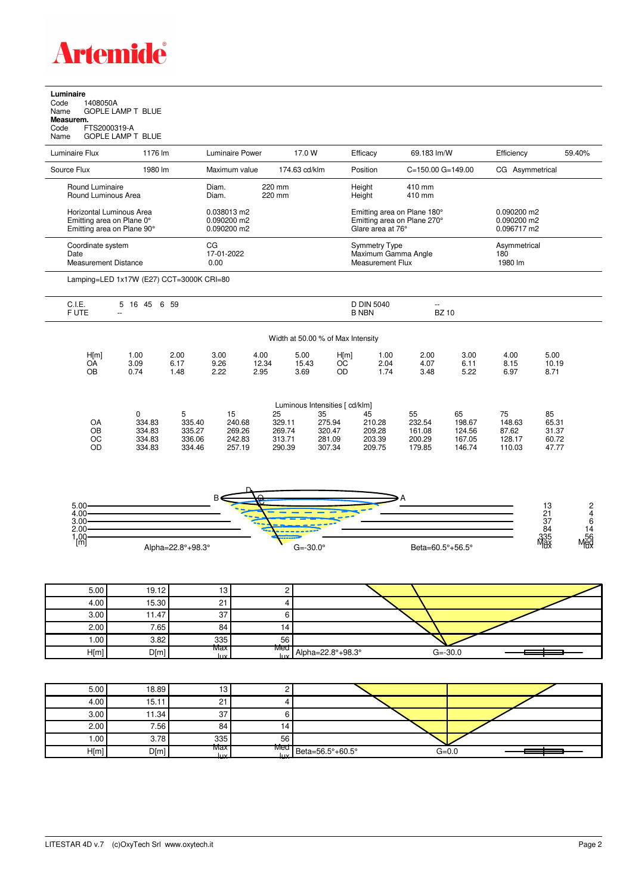Artemide

**Luminaire**
Code 1408050A
Name GOPLE LAMP T BLUE
**Measurem.**
Code FTS2000319-A
Name GOPLE LAMP T BLUE

| | | | | | | | |
|---|---|---|---|---|---|---|---|
| Luminaire Flux | 1176 lm | Luminaire Power | 17.0 W | Efficacy | 69.183 lm/W | Efficiency | 59.40% |
| Source Flux | 1980 lm | Maximum value | 174.63 cd/klm | Position | C=150.00 G=149.00 | CG | Asymmetrical |

| | | | |
|---|---|---|---|
| Round Luminaire | Diam. 220 mm | Height | 410 mm |
| Round Luminous Area | Diam. 220 mm | Height | 410 mm |
| Horizontal Luminous Area | 0.038013 m2 | Emitting area on Plane 180° | 0.090200 m2 |
| Emitting area on Plane 0° | 0.090200 m2 | Emitting area on Plane 270° | 0.090200 m2 |
| Emitting area on Plane 90° | 0.090200 m2 | Glare area at 76° | 0.096717 m2 |
| Coordinate system | CG | Symmetry Type | Asymmetrical |
| Date | 17-01-2022 | Maximum Gamma Angle | 180 |
| Measurement Distance | 0.00 | Measurement Flux | 1980 lm |

Lamping=LED 1x17W (E27) CCT=3000K CRI=80

| | | | |
|---|---|---|---|
| C.I.E. | 5 16 45 6 59 | D DIN 5040 | -- |
| F UTE | -- | B NBN | BZ 10 |

Width at 50.00 % of Max Intensity

| H[m] | 1.00 | 2.00 | 3.00 | 4.00 | 5.00 | H[m] | 1.00 | 2.00 | 3.00 | 4.00 | 5.00 |
|---|---|---|---|---|---|---|---|---|---|---|---|
| OA | 3.09 | 6.17 | 9.26 | 12.34 | 15.43 | OC | 2.04 | 4.07 | 6.11 | 8.15 | 10.19 |
| OB | 0.74 | 1.48 | 2.22 | 2.95 | 3.69 | OD | 1.74 | 3.48 | 5.22 | 6.97 | 8.71 |

Luminous Intensities [ cd/klm]

| | 0 | 5 | 15 | 25 | 35 | 45 | 55 | 65 | 75 | 85 |
|---|---|---|---|---|---|---|---|---|---|---|
| OA | 334.83 | 335.40 | 240.68 | 329.11 | 275.94 | 210.28 | 232.54 | 198.67 | 148.63 | 65.31 |
| OB | 334.83 | 335.27 | 269.26 | 269.74 | 320.47 | 209.28 | 161.08 | 124.56 | 87.62 | 31.37 |
| OC | 334.83 | 336.06 | 242.83 | 313.71 | 281.09 | 203.39 | 200.29 | 167.05 | 128.17 | 60.72 |
| OD | 334.83 | 334.46 | 257.19 | 290.39 | 307.34 | 209.75 | 179.85 | 146.74 | 110.03 | 47.77 |

B D C A
5.00
4.00
3.00
2.00
1.00
[m]
Alpha=22.8°+98.3° G=-30.0° Beta=60.5°+56.5°
13 21 37 84 335 Max lux
2 4 6 14 56 Med lux

| H[m] | D[m] | Max lux | Med lux |
|---|---|---|---|
| 5.00 | 19.12 | 13 | 2 |
| 4.00 | 15.30 | 21 | 4 |
| 3.00 | 11.47 | 37 | 6 |
| 2.00 | 7.65 | 84 | 14 |
| 1.00 | 3.82 | 335 | 56 |

Alpha=22.8°+98.3° G=-30.0

| H[m] | D[m] | Max lux | Med lux |
|---|---|---|---|
| 5.00 | 18.89 | 13 | 2 |
| 4.00 | 15.11 | 21 | 4 |
| 3.00 | 11.34 | 37 | 6 |
| 2.00 | 7.56 | 84 | 14 |
| 1.00 | 3.78 | 335 | 56 |

Beta=56.5°+60.5° G=0.0

LITESTAR 4D v.7 (c)OxyTech Srl www.oxytech.it